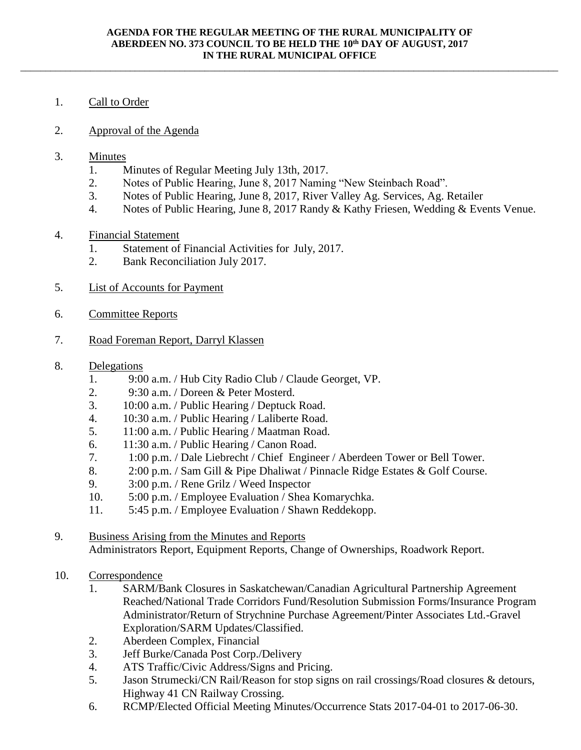**AGENDA FOR THE REGULAR MEETING OF THE RURAL MUNICIPALITY OF ABERDEEN NO. 373 COUNCIL TO BE HELD THE 10th DAY OF AUGUST, 2017 IN THE RURAL MUNICIPAL OFFICE**

---

1. Call to Order

2. Approval of the Agenda

3. Minutes
   1. Minutes of Regular Meeting July 13th, 2017.
   2. Notes of Public Hearing, June 8, 2017 Naming "New Steinbach Road".
   3. Notes of Public Hearing, June 8, 2017, River Valley Ag. Services, Ag. Retailer
   4. Notes of Public Hearing, June 8, 2017 Randy & Kathy Friesen, Wedding & Events Venue.

4. Financial Statement
   1. Statement of Financial Activities for July, 2017.
   2. Bank Reconciliation July 2017.

5. List of Accounts for Payment

6. Committee Reports

7. Road Foreman Report, Darryl Klassen

8. Delegations
   1. 9:00 a.m. / Hub City Radio Club / Claude Georget, VP.
   2. 9:30 a.m. / Doreen & Peter Mosterd.
   3. 10:00 a.m. / Public Hearing / Deptuck Road.
   4. 10:30 a.m. / Public Hearing / Laliberte Road.
   5. 11:00 a.m. / Public Hearing / Maatman Road.
   6. 11:30 a.m. / Public Hearing / Canon Road.
   7. 1:00 p.m. / Dale Liebrecht / Chief Engineer / Aberdeen Tower or Bell Tower.
   8. 2:00 p.m. / Sam Gill & Pipe Dhaliwat / Pinnacle Ridge Estates & Golf Course.
   9. 3:00 p.m. / Rene Grilz / Weed Inspector
   10. 5:00 p.m. / Employee Evaluation / Shea Komarychka.
   11. 5:45 p.m. / Employee Evaluation / Shawn Reddekopp.

9. Business Arising from the Minutes and Reports
   Administrators Report, Equipment Reports, Change of Ownerships, Roadwork Report.

10. Correspondence
    1. SARM/Bank Closures in Saskatchewan/Canadian Agricultural Partnership Agreement Reached/National Trade Corridors Fund/Resolution Submission Forms/Insurance Program Administrator/Return of Strychnine Purchase Agreement/Pinter Associates Ltd.-Gravel Exploration/SARM Updates/Classified.
    2. Aberdeen Complex, Financial
    3. Jeff Burke/Canada Post Corp./Delivery
    4. ATS Traffic/Civic Address/Signs and Pricing.
    5. Jason Strumecki/CN Rail/Reason for stop signs on rail crossings/Road closures & detours, Highway 41 CN Railway Crossing.
    6. RCMP/Elected Official Meeting Minutes/Occurrence Stats 2017-04-01 to 2017-06-30.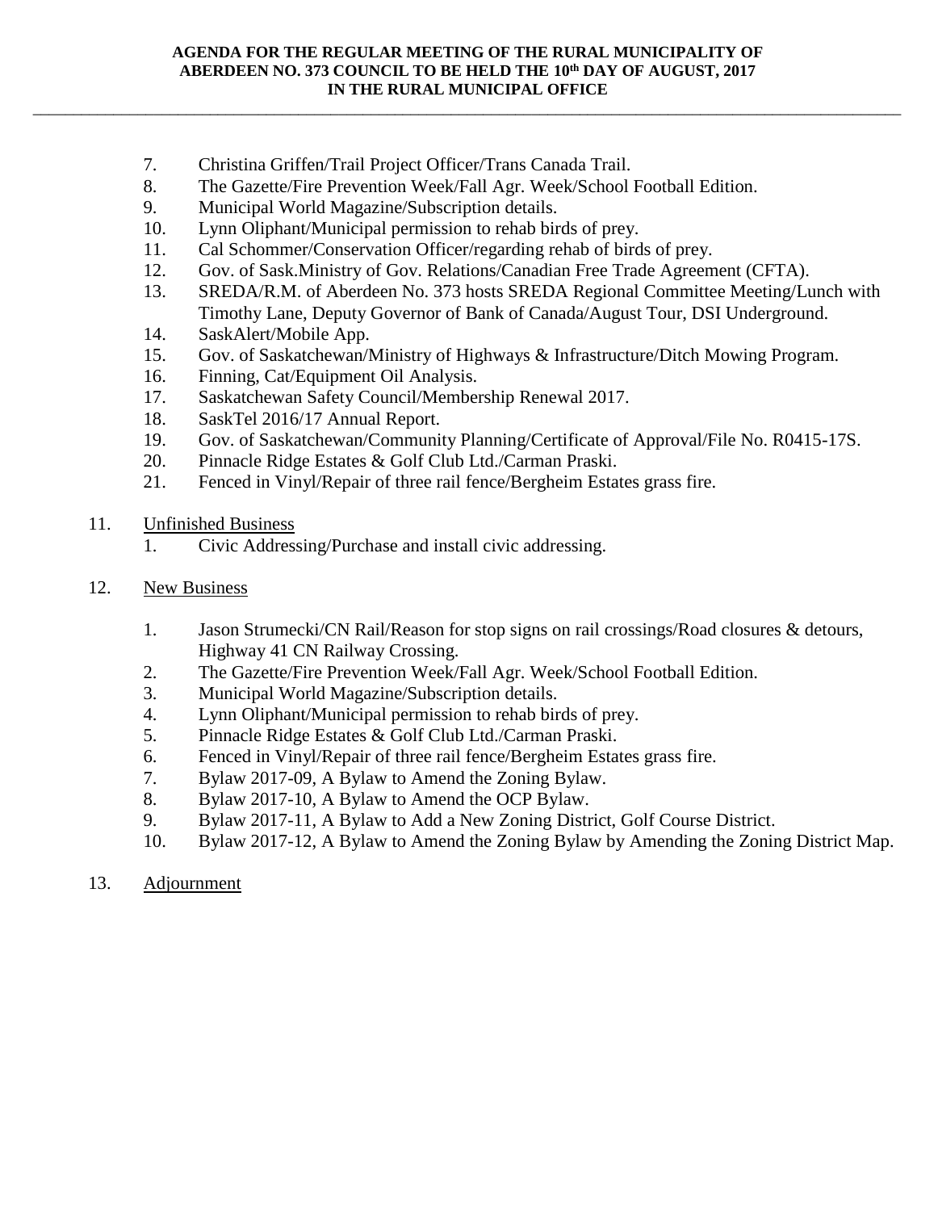7. Christina Griffen/Trail Project Officer/Trans Canada Trail.
8. The Gazette/Fire Prevention Week/Fall Agr. Week/School Football Edition.
9. Municipal World Magazine/Subscription details.
10. Lynn Oliphant/Municipal permission to rehab birds of prey.
11. Cal Schommer/Conservation Officer/regarding rehab of birds of prey.
12. Gov. of Sask.Ministry of Gov. Relations/Canadian Free Trade Agreement (CFTA).
13. SREDA/R.M. of Aberdeen No. 373 hosts SREDA Regional Committee Meeting/Lunch with Timothy Lane, Deputy Governor of Bank of Canada/August Tour, DSI Underground.
14. SaskAlert/Mobile App.
15. Gov. of Saskatchewan/Ministry of Highways & Infrastructure/Ditch Mowing Program.
16. Finning, Cat/Equipment Oil Analysis.
17. Saskatchewan Safety Council/Membership Renewal 2017.
18. SaskTel 2016/17 Annual Report.
19. Gov. of Saskatchewan/Community Planning/Certificate of Approval/File No. R0415-17S.
20. Pinnacle Ridge Estates & Golf Club Ltd./Carman Praski.
21. Fenced in Vinyl/Repair of three rail fence/Bergheim Estates grass fire.

11. <u>Unfinished Business</u>
    1. Civic Addressing/Purchase and install civic addressing.

12. <u>New Business</u>
    1. Jason Strumecki/CN Rail/Reason for stop signs on rail crossings/Road closures & detours, Highway 41 CN Railway Crossing.
    2. The Gazette/Fire Prevention Week/Fall Agr. Week/School Football Edition.
    3. Municipal World Magazine/Subscription details.
    4. Lynn Oliphant/Municipal permission to rehab birds of prey.
    5. Pinnacle Ridge Estates & Golf Club Ltd./Carman Praski.
    6. Fenced in Vinyl/Repair of three rail fence/Bergheim Estates grass fire.
    7. Bylaw 2017-09, A Bylaw to Amend the Zoning Bylaw.
    8. Bylaw 2017-10, A Bylaw to Amend the OCP Bylaw.
    9. Bylaw 2017-11, A Bylaw to Add a New Zoning District, Golf Course District.
    10. Bylaw 2017-12, A Bylaw to Amend the Zoning Bylaw by Amending the Zoning District Map.

13. <u>Adjournment</u>